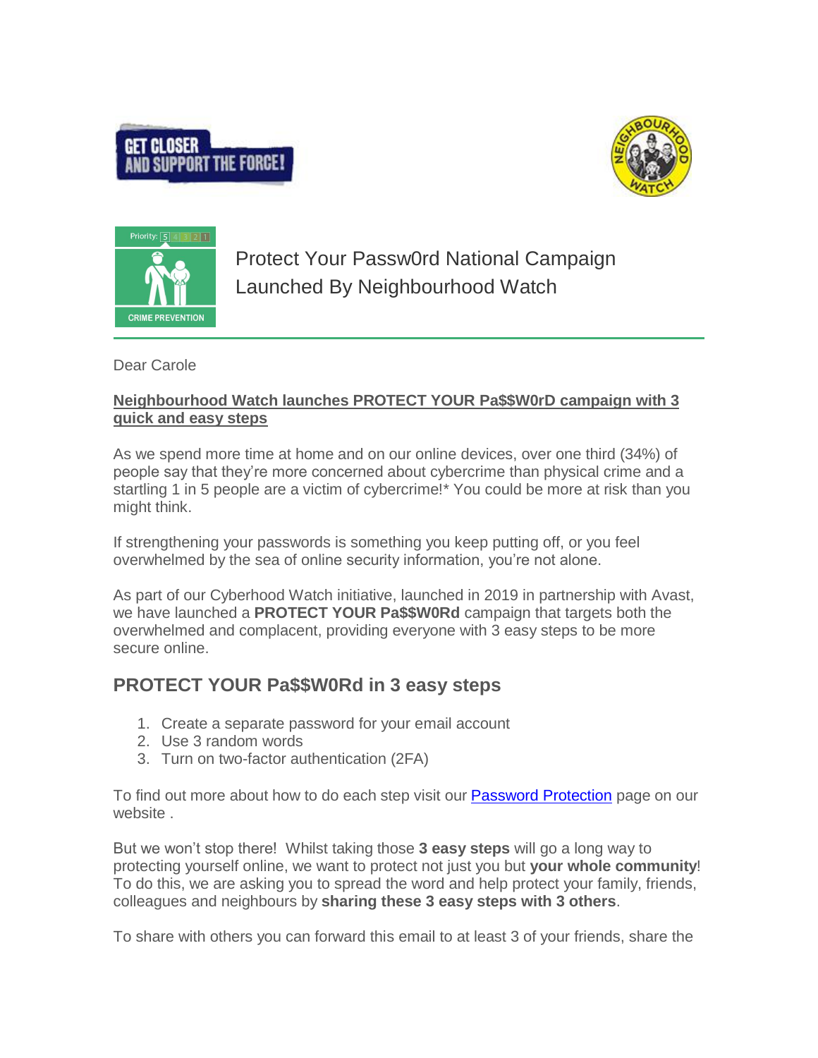Protect Your Passw0rd National Campaign Launched By Neighbourhood Watch

Dear Carole

**Neighbourhood Watch launches PROTECT YOUR Pa$$W0rD campaign with 3 quick and easy steps**

As we spend more time at home and on our online devices, over one third (34%) of people say that they're more concerned about cybercrime than physical crime and a startling 1 in 5 people are a victim of cybercrime!* You could be more at risk than you might think.

If strengthening your passwords is something you keep putting off, or you feel overwhelmed by the sea of online security information, you're not alone.

As part of our Cyberhood Watch initiative, launched in 2019 in partnership with Avast, we have launched a **PROTECT YOUR Pa$$W0Rd** campaign that targets both the overwhelmed and complacent, providing everyone with 3 easy steps to be more secure online.

## PROTECT YOUR Pa$$W0Rd in 3 easy steps

1. Create a separate password for your email account
2. Use 3 random words
3. Turn on two-factor authentication (2FA)

To find out more about how to do each step visit our Password Protection page on our website .

But we won't stop there! Whilst taking those **3 easy steps** will go a long way to protecting yourself online, we want to protect not just you but **your whole community**! To do this, we are asking you to spread the word and help protect your family, friends, colleagues and neighbours by **sharing these 3 easy steps with 3 others**.

To share with others you can forward this email to at least 3 of your friends, share the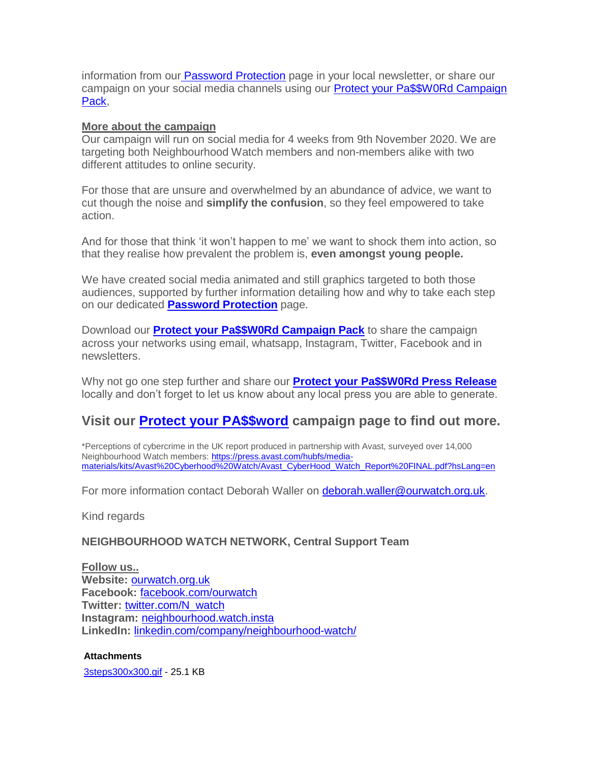information from our Password Protection page in your local newsletter, or share our campaign on your social media channels using our Protect your Pa$$W0Rd Campaign Pack,

**More about the campaign**

Our campaign will run on social media for 4 weeks from 9th November 2020. We are targeting both Neighbourhood Watch members and non-members alike with two different attitudes to online security.

For those that are unsure and overwhelmed by an abundance of advice, we want to cut though the noise and **simplify the confusion**, so they feel empowered to take action.

And for those that think 'it won't happen to me' we want to shock them into action, so that they realise how prevalent the problem is, **even amongst young people.**

We have created social media animated and still graphics targeted to both those audiences, supported by further information detailing how and why to take each step on our dedicated **Password Protection** page.

Download our **Protect your Pa$$W0Rd Campaign Pack** to share the campaign across your networks using email, whatsapp, Instagram, Twitter, Facebook and in newsletters.

Why not go one step further and share our **Protect your Pa$$W0Rd Press Release** locally and don't forget to let us know about any local press you are able to generate.

## Visit our Protect your PA$$word campaign page to find out more.

*Perceptions of cybercrime in the UK report produced in partnership with Avast, surveyed over 14,000 Neighbourhood Watch members: https://press.avast.com/hubfs/media-materials/kits/Avast%20Cyberhood%20Watch/Avast_CyberHood_Watch_Report%20FINAL.pdf?hsLang=en

For more information contact Deborah Waller on deborah.waller@ourwatch.org.uk.

Kind regards

**NEIGHBOURHOOD WATCH NETWORK, Central Support Team**

**Follow us..**
**Website:** ourwatch.org.uk
**Facebook:** facebook.com/ourwatch
**Twitter:** twitter.com/N_watch
**Instagram:** neighbourhood.watch.insta
**LinkedIn:** linkedin.com/company/neighbourhood-watch/

**Attachments**

3steps300x300.gif - 25.1 KB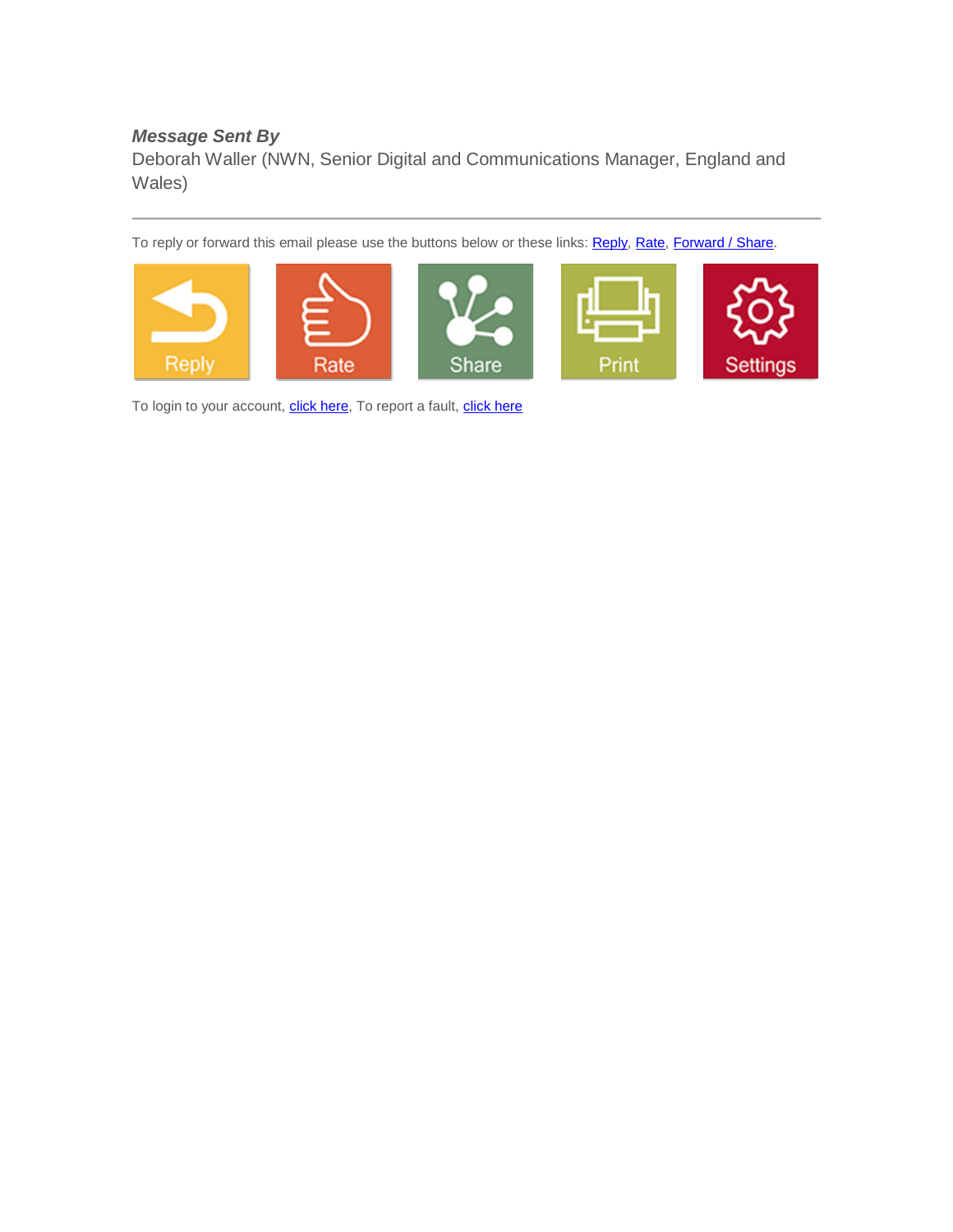***Message Sent By***

Deborah Waller (NWN, Senior Digital and Communications Manager, England and Wales)

---

To reply or forward this email please use the buttons below or these links: Reply, Rate, Forward / Share.

Reply Rate Share Print Settings

To login to your account, click here, To report a fault, click here